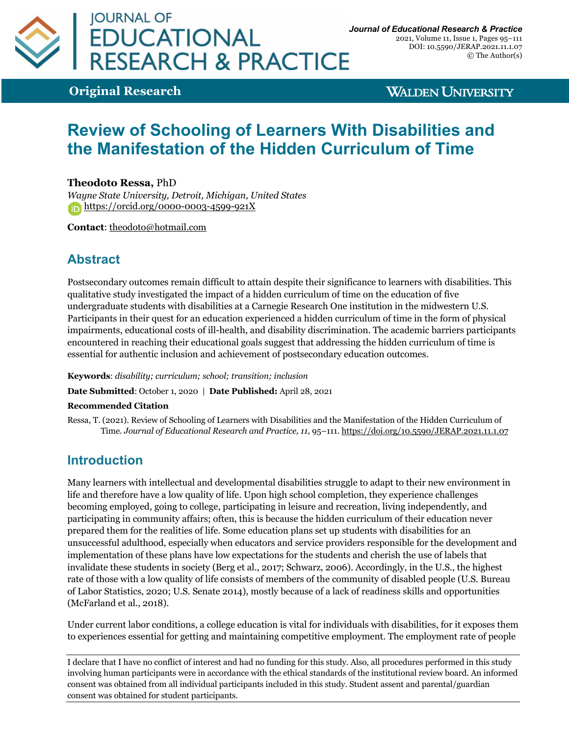# Review of Schooling of Learners With Disabilities and the Manifestation of the Hidden Curriculum of Time

**Theodoto Ressa,** PhD

*Wayne State University, Detroit, Michigan, United States*

https://orcid.org/0000-0003-4599-921X

**Contact**: theodoto@hotmail.com

## Abstract

Postsecondary outcomes remain difficult to attain despite their significance to learners with disabilities. This qualitative study investigated the impact of a hidden curriculum of time on the education of five undergraduate students with disabilities at a Carnegie Research One institution in the midwestern U.S. Participants in their quest for an education experienced a hidden curriculum of time in the form of physical impairments, educational costs of ill-health, and disability discrimination. The academic barriers participants encountered in reaching their educational goals suggest that addressing the hidden curriculum of time is essential for authentic inclusion and achievement of postsecondary education outcomes.

**Keywords**: *disability; curriculum; school; transition; inclusion*

**Date Submitted**: October 1, 2020 | **Date Published:** April 28, 2021

**Recommended Citation**

Ressa, T. (2021). Review of Schooling of Learners with Disabilities and the Manifestation of the Hidden Curriculum of Time. *Journal of Educational Research and Practice, 11*, 95–111. https://doi.org/10.5590/JERAP.2021.11.1.07

## Introduction

Many learners with intellectual and developmental disabilities struggle to adapt to their new environment in life and therefore have a low quality of life. Upon high school completion, they experience challenges becoming employed, going to college, participating in leisure and recreation, living independently, and participating in community affairs; often, this is because the hidden curriculum of their education never prepared them for the realities of life. Some education plans set up students with disabilities for an unsuccessful adulthood, especially when educators and service providers responsible for the development and implementation of these plans have low expectations for the students and cherish the use of labels that invalidate these students in society (Berg et al., 2017; Schwarz, 2006). Accordingly, in the U.S., the highest rate of those with a low quality of life consists of members of the community of disabled people (U.S. Bureau of Labor Statistics, 2020; U.S. Senate 2014), mostly because of a lack of readiness skills and opportunities (McFarland et al., 2018).

Under current labor conditions, a college education is vital for individuals with disabilities, for it exposes them to experiences essential for getting and maintaining competitive employment. The employment rate of people

I declare that I have no conflict of interest and had no funding for this study. Also, all procedures performed in this study involving human participants were in accordance with the ethical standards of the institutional review board. An informed consent was obtained from all individual participants included in this study. Student assent and parental/guardian consent was obtained for student participants.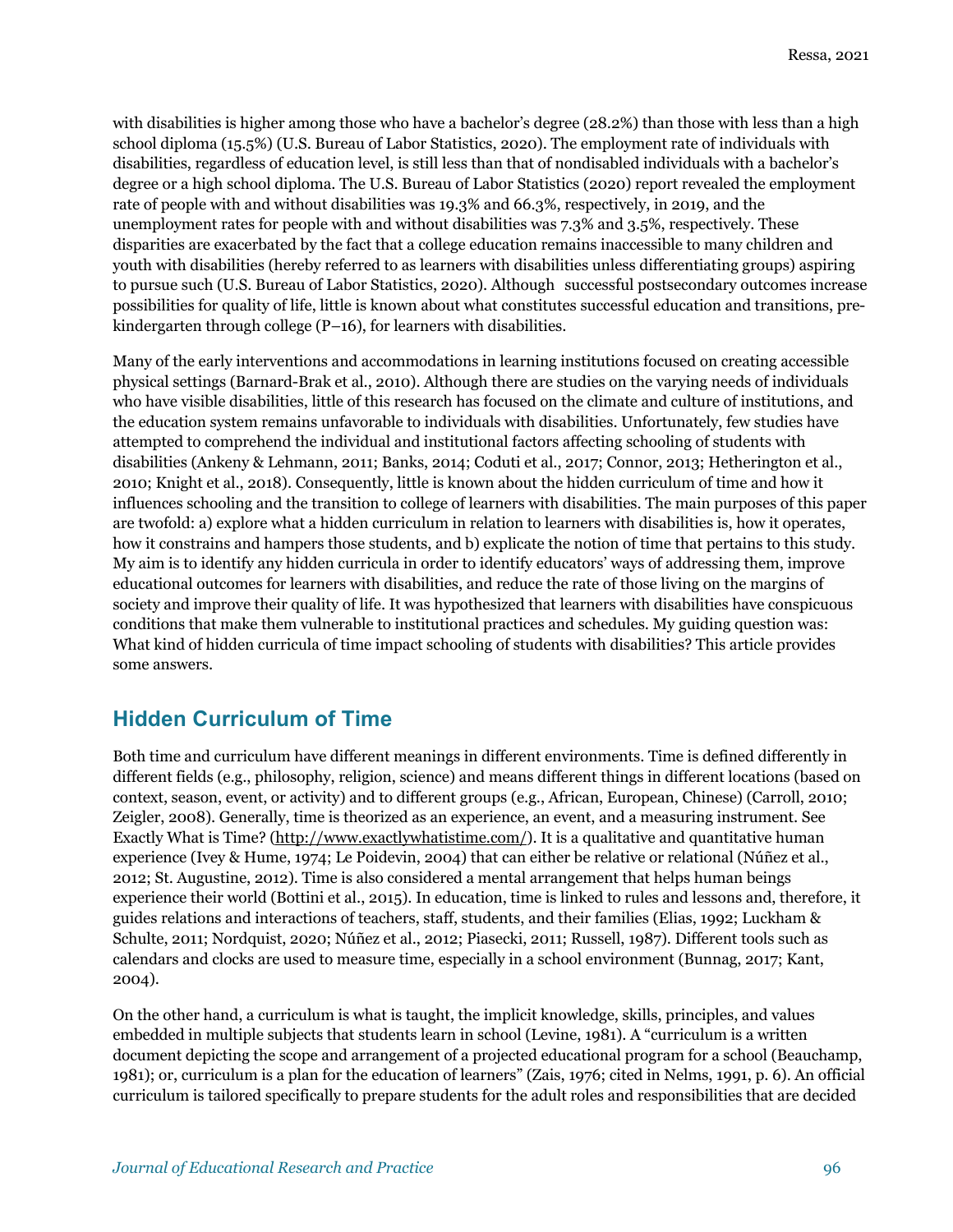with disabilities is higher among those who have a bachelor's degree (28.2%) than those with less than a high school diploma (15.5%) (U.S. Bureau of Labor Statistics, 2020). The employment rate of individuals with disabilities, regardless of education level, is still less than that of nondisabled individuals with a bachelor's degree or a high school diploma. The U.S. Bureau of Labor Statistics (2020) report revealed the employment rate of people with and without disabilities was 19.3% and 66.3%, respectively, in 2019, and the unemployment rates for people with and without disabilities was 7.3% and 3.5%, respectively. These disparities are exacerbated by the fact that a college education remains inaccessible to many children and youth with disabilities (hereby referred to as learners with disabilities unless differentiating groups) aspiring to pursue such (U.S. Bureau of Labor Statistics, 2020). Although successful postsecondary outcomes increase possibilities for quality of life, little is known about what constitutes successful education and transitions, pre-kindergarten through college (P–16), for learners with disabilities.

Many of the early interventions and accommodations in learning institutions focused on creating accessible physical settings (Barnard-Brak et al., 2010). Although there are studies on the varying needs of individuals who have visible disabilities, little of this research has focused on the climate and culture of institutions, and the education system remains unfavorable to individuals with disabilities. Unfortunately, few studies have attempted to comprehend the individual and institutional factors affecting schooling of students with disabilities (Ankeny & Lehmann, 2011; Banks, 2014; Coduti et al., 2017; Connor, 2013; Hetherington et al., 2010; Knight et al., 2018). Consequently, little is known about the hidden curriculum of time and how it influences schooling and the transition to college of learners with disabilities. The main purposes of this paper are twofold: a) explore what a hidden curriculum in relation to learners with disabilities is, how it operates, how it constrains and hampers those students, and b) explicate the notion of time that pertains to this study. My aim is to identify any hidden curricula in order to identify educators' ways of addressing them, improve educational outcomes for learners with disabilities, and reduce the rate of those living on the margins of society and improve their quality of life. It was hypothesized that learners with disabilities have conspicuous conditions that make them vulnerable to institutional practices and schedules. My guiding question was: What kind of hidden curricula of time impact schooling of students with disabilities? This article provides some answers.

## Hidden Curriculum of Time

Both time and curriculum have different meanings in different environments. Time is defined differently in different fields (e.g., philosophy, religion, science) and means different things in different locations (based on context, season, event, or activity) and to different groups (e.g., African, European, Chinese) (Carroll, 2010; Zeigler, 2008). Generally, time is theorized as an experience, an event, and a measuring instrument. See Exactly What is Time? (http://www.exactlywhatistime.com/). It is a qualitative and quantitative human experience (Ivey & Hume, 1974; Le Poidevin, 2004) that can either be relative or relational (Núñez et al., 2012; St. Augustine, 2012). Time is also considered a mental arrangement that helps human beings experience their world (Bottini et al., 2015). In education, time is linked to rules and lessons and, therefore, it guides relations and interactions of teachers, staff, students, and their families (Elias, 1992; Luckham & Schulte, 2011; Nordquist, 2020; Núñez et al., 2012; Piasecki, 2011; Russell, 1987). Different tools such as calendars and clocks are used to measure time, especially in a school environment (Bunnag, 2017; Kant, 2004).

On the other hand, a curriculum is what is taught, the implicit knowledge, skills, principles, and values embedded in multiple subjects that students learn in school (Levine, 1981). A "curriculum is a written document depicting the scope and arrangement of a projected educational program for a school (Beauchamp, 1981); or, curriculum is a plan for the education of learners" (Zais, 1976; cited in Nelms, 1991, p. 6). An official curriculum is tailored specifically to prepare students for the adult roles and responsibilities that are decided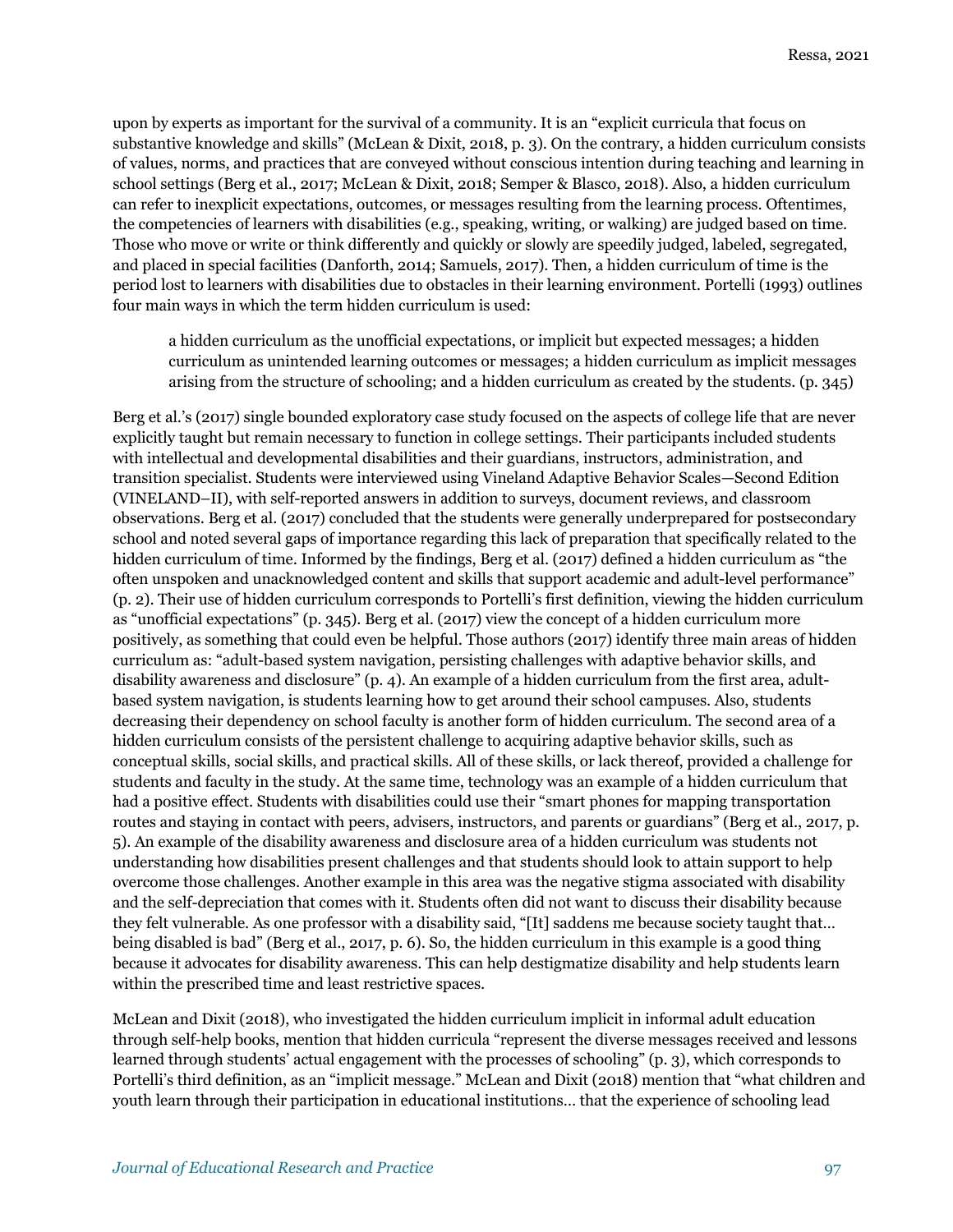upon by experts as important for the survival of a community. It is an "explicit curricula that focus on substantive knowledge and skills" (McLean & Dixit, 2018, p. 3). On the contrary, a hidden curriculum consists of values, norms, and practices that are conveyed without conscious intention during teaching and learning in school settings (Berg et al., 2017; McLean & Dixit, 2018; Semper & Blasco, 2018). Also, a hidden curriculum can refer to inexplicit expectations, outcomes, or messages resulting from the learning process. Oftentimes, the competencies of learners with disabilities (e.g., speaking, writing, or walking) are judged based on time. Those who move or write or think differently and quickly or slowly are speedily judged, labeled, segregated, and placed in special facilities (Danforth, 2014; Samuels, 2017). Then, a hidden curriculum of time is the period lost to learners with disabilities due to obstacles in their learning environment. Portelli (1993) outlines four main ways in which the term hidden curriculum is used:

> a hidden curriculum as the unofficial expectations, or implicit but expected messages; a hidden curriculum as unintended learning outcomes or messages; a hidden curriculum as implicit messages arising from the structure of schooling; and a hidden curriculum as created by the students. (p. 345)

Berg et al.'s (2017) single bounded exploratory case study focused on the aspects of college life that are never explicitly taught but remain necessary to function in college settings. Their participants included students with intellectual and developmental disabilities and their guardians, instructors, administration, and transition specialist. Students were interviewed using Vineland Adaptive Behavior Scales—Second Edition (VINELAND–II), with self-reported answers in addition to surveys, document reviews, and classroom observations. Berg et al. (2017) concluded that the students were generally underprepared for postsecondary school and noted several gaps of importance regarding this lack of preparation that specifically related to the hidden curriculum of time. Informed by the findings, Berg et al. (2017) defined a hidden curriculum as "the often unspoken and unacknowledged content and skills that support academic and adult-level performance" (p. 2). Their use of hidden curriculum corresponds to Portelli's first definition, viewing the hidden curriculum as "unofficial expectations" (p. 345). Berg et al. (2017) view the concept of a hidden curriculum more positively, as something that could even be helpful. Those authors (2017) identify three main areas of hidden curriculum as: "adult-based system navigation, persisting challenges with adaptive behavior skills, and disability awareness and disclosure" (p. 4). An example of a hidden curriculum from the first area, adult-based system navigation, is students learning how to get around their school campuses. Also, students decreasing their dependency on school faculty is another form of hidden curriculum. The second area of a hidden curriculum consists of the persistent challenge to acquiring adaptive behavior skills, such as conceptual skills, social skills, and practical skills. All of these skills, or lack thereof, provided a challenge for students and faculty in the study. At the same time, technology was an example of a hidden curriculum that had a positive effect. Students with disabilities could use their "smart phones for mapping transportation routes and staying in contact with peers, advisers, instructors, and parents or guardians" (Berg et al., 2017, p. 5). An example of the disability awareness and disclosure area of a hidden curriculum was students not understanding how disabilities present challenges and that students should look to attain support to help overcome those challenges. Another example in this area was the negative stigma associated with disability and the self-depreciation that comes with it. Students often did not want to discuss their disability because they felt vulnerable. As one professor with a disability said, "[It] saddens me because society taught that… being disabled is bad" (Berg et al., 2017, p. 6). So, the hidden curriculum in this example is a good thing because it advocates for disability awareness. This can help destigmatize disability and help students learn within the prescribed time and least restrictive spaces.

McLean and Dixit (2018), who investigated the hidden curriculum implicit in informal adult education through self-help books, mention that hidden curricula "represent the diverse messages received and lessons learned through students' actual engagement with the processes of schooling" (p. 3), which corresponds to Portelli's third definition, as an "implicit message." McLean and Dixit (2018) mention that "what children and youth learn through their participation in educational institutions… that the experience of schooling lead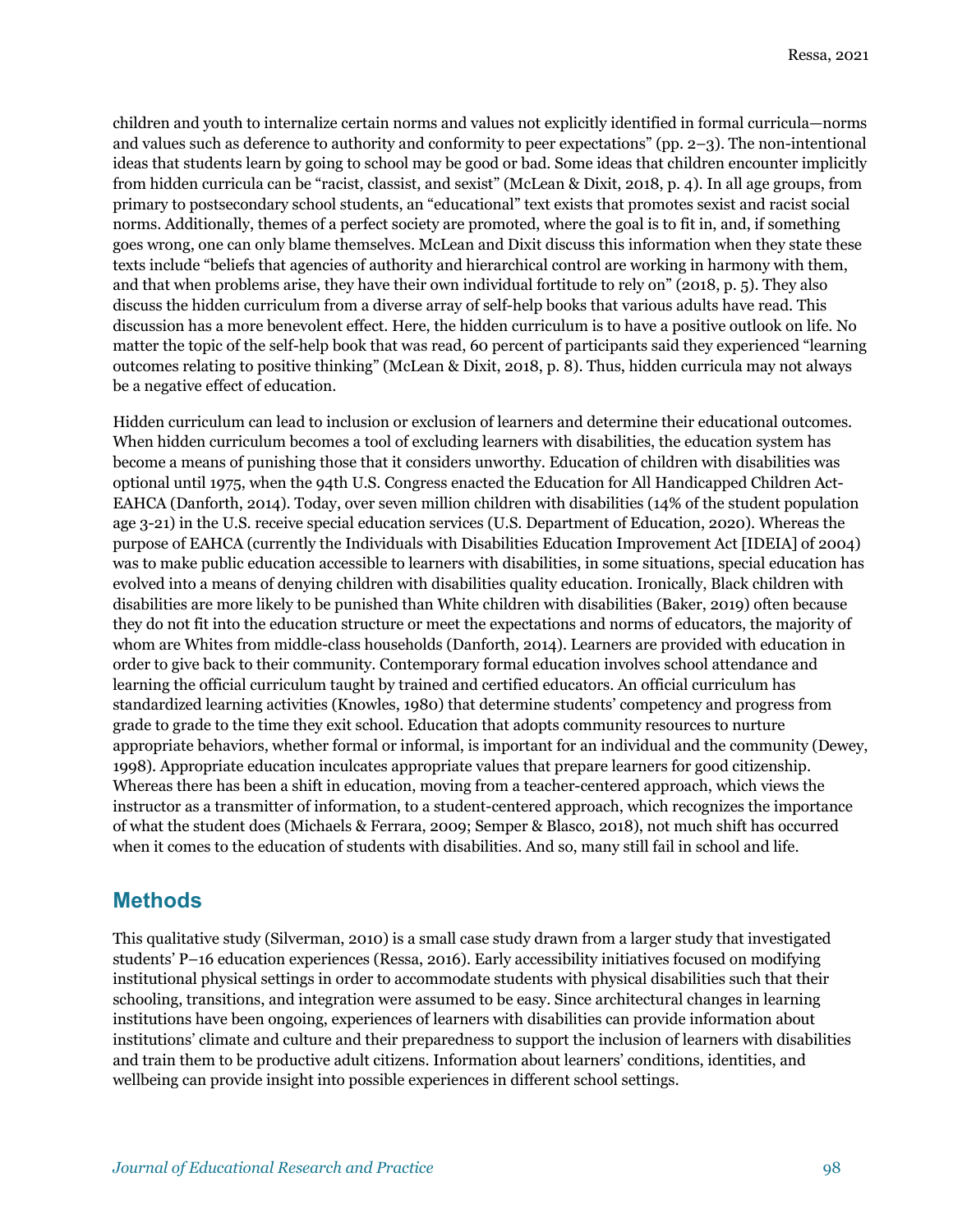children and youth to internalize certain norms and values not explicitly identified in formal curricula—norms and values such as deference to authority and conformity to peer expectations" (pp. 2–3). The non-intentional ideas that students learn by going to school may be good or bad. Some ideas that children encounter implicitly from hidden curricula can be "racist, classist, and sexist" (McLean & Dixit, 2018, p. 4). In all age groups, from primary to postsecondary school students, an "educational" text exists that promotes sexist and racist social norms. Additionally, themes of a perfect society are promoted, where the goal is to fit in, and, if something goes wrong, one can only blame themselves. McLean and Dixit discuss this information when they state these texts include "beliefs that agencies of authority and hierarchical control are working in harmony with them, and that when problems arise, they have their own individual fortitude to rely on" (2018, p. 5). They also discuss the hidden curriculum from a diverse array of self-help books that various adults have read. This discussion has a more benevolent effect. Here, the hidden curriculum is to have a positive outlook on life. No matter the topic of the self-help book that was read, 60 percent of participants said they experienced "learning outcomes relating to positive thinking" (McLean & Dixit, 2018, p. 8). Thus, hidden curricula may not always be a negative effect of education.

Hidden curriculum can lead to inclusion or exclusion of learners and determine their educational outcomes. When hidden curriculum becomes a tool of excluding learners with disabilities, the education system has become a means of punishing those that it considers unworthy. Education of children with disabilities was optional until 1975, when the 94th U.S. Congress enacted the Education for All Handicapped Children Act-EAHCA (Danforth, 2014). Today, over seven million children with disabilities (14% of the student population age 3-21) in the U.S. receive special education services (U.S. Department of Education, 2020). Whereas the purpose of EAHCA (currently the Individuals with Disabilities Education Improvement Act [IDEIA] of 2004) was to make public education accessible to learners with disabilities, in some situations, special education has evolved into a means of denying children with disabilities quality education. Ironically, Black children with disabilities are more likely to be punished than White children with disabilities (Baker, 2019) often because they do not fit into the education structure or meet the expectations and norms of educators, the majority of whom are Whites from middle-class households (Danforth, 2014). Learners are provided with education in order to give back to their community. Contemporary formal education involves school attendance and learning the official curriculum taught by trained and certified educators. An official curriculum has standardized learning activities (Knowles, 1980) that determine students' competency and progress from grade to grade to the time they exit school. Education that adopts community resources to nurture appropriate behaviors, whether formal or informal, is important for an individual and the community (Dewey, 1998). Appropriate education inculcates appropriate values that prepare learners for good citizenship. Whereas there has been a shift in education, moving from a teacher-centered approach, which views the instructor as a transmitter of information, to a student-centered approach, which recognizes the importance of what the student does (Michaels & Ferrara, 2009; Semper & Blasco, 2018), not much shift has occurred when it comes to the education of students with disabilities. And so, many still fail in school and life.

## Methods

This qualitative study (Silverman, 2010) is a small case study drawn from a larger study that investigated students' P–16 education experiences (Ressa, 2016). Early accessibility initiatives focused on modifying institutional physical settings in order to accommodate students with physical disabilities such that their schooling, transitions, and integration were assumed to be easy. Since architectural changes in learning institutions have been ongoing, experiences of learners with disabilities can provide information about institutions' climate and culture and their preparedness to support the inclusion of learners with disabilities and train them to be productive adult citizens. Information about learners' conditions, identities, and wellbeing can provide insight into possible experiences in different school settings.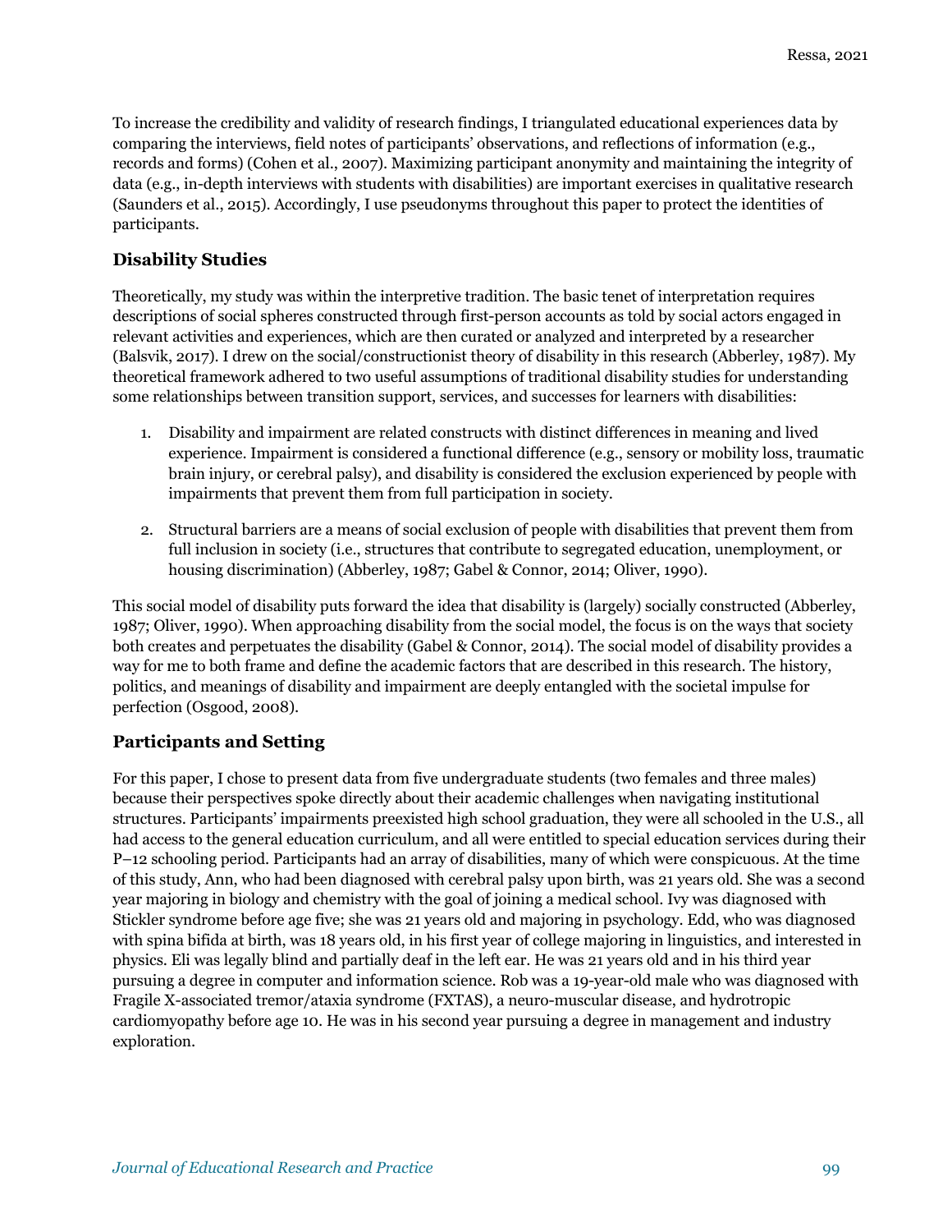To increase the credibility and validity of research findings, I triangulated educational experiences data by comparing the interviews, field notes of participants' observations, and reflections of information (e.g., records and forms) (Cohen et al., 2007). Maximizing participant anonymity and maintaining the integrity of data (e.g., in-depth interviews with students with disabilities) are important exercises in qualitative research (Saunders et al., 2015). Accordingly, I use pseudonyms throughout this paper to protect the identities of participants.

### Disability Studies

Theoretically, my study was within the interpretive tradition. The basic tenet of interpretation requires descriptions of social spheres constructed through first-person accounts as told by social actors engaged in relevant activities and experiences, which are then curated or analyzed and interpreted by a researcher (Balsvik, 2017). I drew on the social/constructionist theory of disability in this research (Abberley, 1987). My theoretical framework adhered to two useful assumptions of traditional disability studies for understanding some relationships between transition support, services, and successes for learners with disabilities:

1. Disability and impairment are related constructs with distinct differences in meaning and lived experience. Impairment is considered a functional difference (e.g., sensory or mobility loss, traumatic brain injury, or cerebral palsy), and disability is considered the exclusion experienced by people with impairments that prevent them from full participation in society.

2. Structural barriers are a means of social exclusion of people with disabilities that prevent them from full inclusion in society (i.e., structures that contribute to segregated education, unemployment, or housing discrimination) (Abberley, 1987; Gabel & Connor, 2014; Oliver, 1990).

This social model of disability puts forward the idea that disability is (largely) socially constructed (Abberley, 1987; Oliver, 1990). When approaching disability from the social model, the focus is on the ways that society both creates and perpetuates the disability (Gabel & Connor, 2014). The social model of disability provides a way for me to both frame and define the academic factors that are described in this research. The history, politics, and meanings of disability and impairment are deeply entangled with the societal impulse for perfection (Osgood, 2008).

### Participants and Setting

For this paper, I chose to present data from five undergraduate students (two females and three males) because their perspectives spoke directly about their academic challenges when navigating institutional structures. Participants' impairments preexisted high school graduation, they were all schooled in the U.S., all had access to the general education curriculum, and all were entitled to special education services during their P–12 schooling period. Participants had an array of disabilities, many of which were conspicuous. At the time of this study, Ann, who had been diagnosed with cerebral palsy upon birth, was 21 years old. She was a second year majoring in biology and chemistry with the goal of joining a medical school. Ivy was diagnosed with Stickler syndrome before age five; she was 21 years old and majoring in psychology. Edd, who was diagnosed with spina bifida at birth, was 18 years old, in his first year of college majoring in linguistics, and interested in physics. Eli was legally blind and partially deaf in the left ear. He was 21 years old and in his third year pursuing a degree in computer and information science. Rob was a 19-year-old male who was diagnosed with Fragile X-associated tremor/ataxia syndrome (FXTAS), a neuro-muscular disease, and hydrotropic cardiomyopathy before age 10. He was in his second year pursuing a degree in management and industry exploration.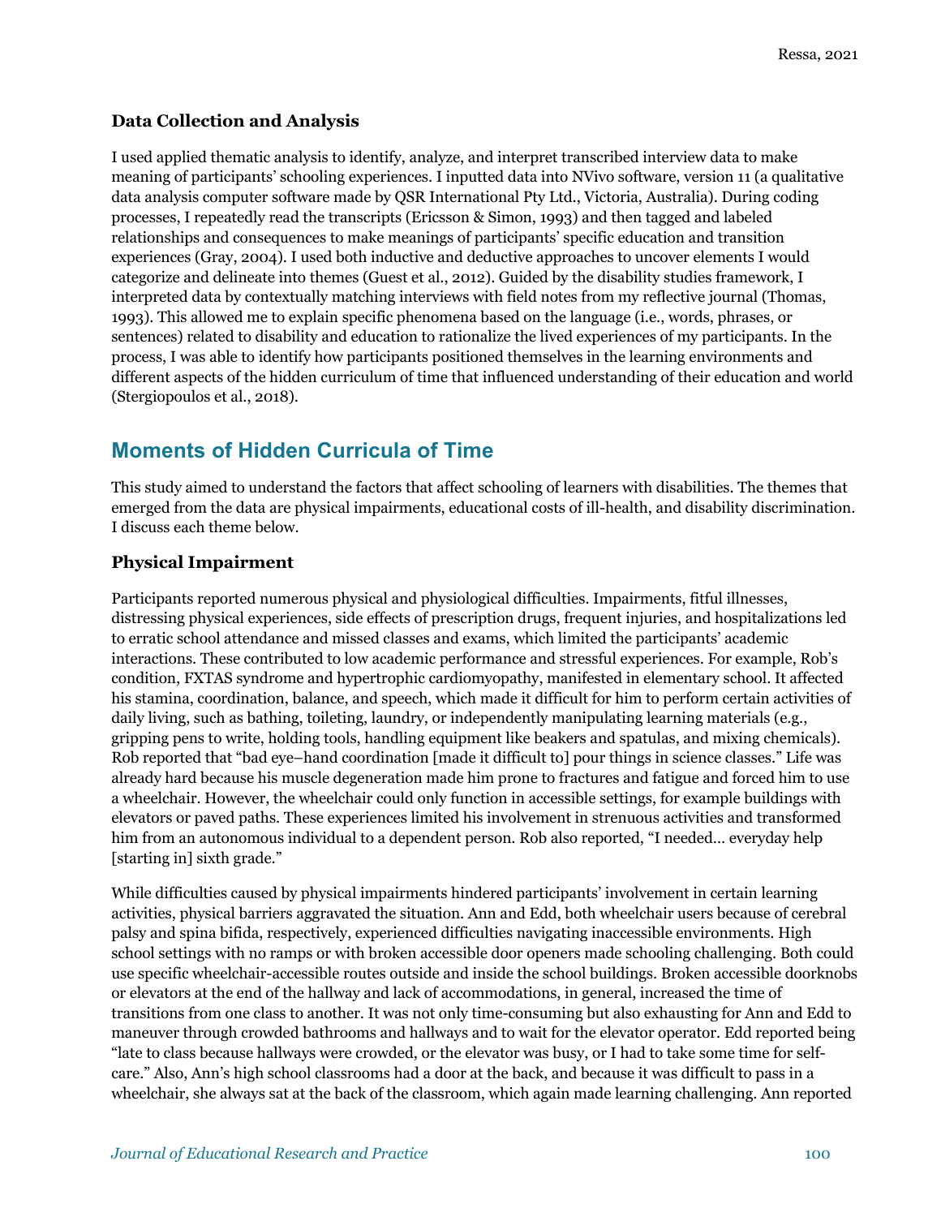### Data Collection and Analysis

I used applied thematic analysis to identify, analyze, and interpret transcribed interview data to make meaning of participants' schooling experiences. I inputted data into NVivo software, version 11 (a qualitative data analysis computer software made by QSR International Pty Ltd., Victoria, Australia). During coding processes, I repeatedly read the transcripts (Ericsson & Simon, 1993) and then tagged and labeled relationships and consequences to make meanings of participants' specific education and transition experiences (Gray, 2004). I used both inductive and deductive approaches to uncover elements I would categorize and delineate into themes (Guest et al., 2012). Guided by the disability studies framework, I interpreted data by contextually matching interviews with field notes from my reflective journal (Thomas, 1993). This allowed me to explain specific phenomena based on the language (i.e., words, phrases, or sentences) related to disability and education to rationalize the lived experiences of my participants. In the process, I was able to identify how participants positioned themselves in the learning environments and different aspects of the hidden curriculum of time that influenced understanding of their education and world (Stergiopoulos et al., 2018).

## Moments of Hidden Curricula of Time

This study aimed to understand the factors that affect schooling of learners with disabilities. The themes that emerged from the data are physical impairments, educational costs of ill-health, and disability discrimination. I discuss each theme below.

### Physical Impairment

Participants reported numerous physical and physiological difficulties. Impairments, fitful illnesses, distressing physical experiences, side effects of prescription drugs, frequent injuries, and hospitalizations led to erratic school attendance and missed classes and exams, which limited the participants' academic interactions. These contributed to low academic performance and stressful experiences. For example, Rob's condition, FXTAS syndrome and hypertrophic cardiomyopathy, manifested in elementary school. It affected his stamina, coordination, balance, and speech, which made it difficult for him to perform certain activities of daily living, such as bathing, toileting, laundry, or independently manipulating learning materials (e.g., gripping pens to write, holding tools, handling equipment like beakers and spatulas, and mixing chemicals). Rob reported that "bad eye–hand coordination [made it difficult to] pour things in science classes." Life was already hard because his muscle degeneration made him prone to fractures and fatigue and forced him to use a wheelchair. However, the wheelchair could only function in accessible settings, for example buildings with elevators or paved paths. These experiences limited his involvement in strenuous activities and transformed him from an autonomous individual to a dependent person. Rob also reported, "I needed… everyday help [starting in] sixth grade."

While difficulties caused by physical impairments hindered participants' involvement in certain learning activities, physical barriers aggravated the situation. Ann and Edd, both wheelchair users because of cerebral palsy and spina bifida, respectively, experienced difficulties navigating inaccessible environments. High school settings with no ramps or with broken accessible door openers made schooling challenging. Both could use specific wheelchair-accessible routes outside and inside the school buildings. Broken accessible doorknobs or elevators at the end of the hallway and lack of accommodations, in general, increased the time of transitions from one class to another. It was not only time-consuming but also exhausting for Ann and Edd to maneuver through crowded bathrooms and hallways and to wait for the elevator operator. Edd reported being "late to class because hallways were crowded, or the elevator was busy, or I had to take some time for self-care." Also, Ann's high school classrooms had a door at the back, and because it was difficult to pass in a wheelchair, she always sat at the back of the classroom, which again made learning challenging. Ann reported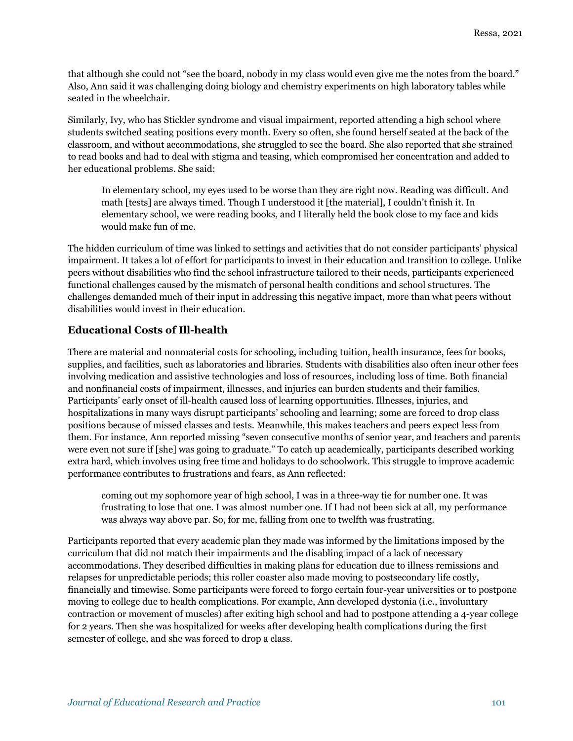that although she could not "see the board, nobody in my class would even give me the notes from the board." Also, Ann said it was challenging doing biology and chemistry experiments on high laboratory tables while seated in the wheelchair.

Similarly, Ivy, who has Stickler syndrome and visual impairment, reported attending a high school where students switched seating positions every month. Every so often, she found herself seated at the back of the classroom, and without accommodations, she struggled to see the board. She also reported that she strained to read books and had to deal with stigma and teasing, which compromised her concentration and added to her educational problems. She said:

> In elementary school, my eyes used to be worse than they are right now. Reading was difficult. And math [tests] are always timed. Though I understood it [the material], I couldn't finish it. In elementary school, we were reading books, and I literally held the book close to my face and kids would make fun of me.

The hidden curriculum of time was linked to settings and activities that do not consider participants' physical impairment. It takes a lot of effort for participants to invest in their education and transition to college. Unlike peers without disabilities who find the school infrastructure tailored to their needs, participants experienced functional challenges caused by the mismatch of personal health conditions and school structures. The challenges demanded much of their input in addressing this negative impact, more than what peers without disabilities would invest in their education.

## Educational Costs of Ill-health

There are material and nonmaterial costs for schooling, including tuition, health insurance, fees for books, supplies, and facilities, such as laboratories and libraries. Students with disabilities also often incur other fees involving medication and assistive technologies and loss of resources, including loss of time. Both financial and nonfinancial costs of impairment, illnesses, and injuries can burden students and their families. Participants' early onset of ill-health caused loss of learning opportunities. Illnesses, injuries, and hospitalizations in many ways disrupt participants' schooling and learning; some are forced to drop class positions because of missed classes and tests. Meanwhile, this makes teachers and peers expect less from them. For instance, Ann reported missing "seven consecutive months of senior year, and teachers and parents were even not sure if [she] was going to graduate." To catch up academically, participants described working extra hard, which involves using free time and holidays to do schoolwork. This struggle to improve academic performance contributes to frustrations and fears, as Ann reflected:

> coming out my sophomore year of high school, I was in a three-way tie for number one. It was frustrating to lose that one. I was almost number one. If I had not been sick at all, my performance was always way above par. So, for me, falling from one to twelfth was frustrating.

Participants reported that every academic plan they made was informed by the limitations imposed by the curriculum that did not match their impairments and the disabling impact of a lack of necessary accommodations. They described difficulties in making plans for education due to illness remissions and relapses for unpredictable periods; this roller coaster also made moving to postsecondary life costly, financially and timewise. Some participants were forced to forgo certain four-year universities or to postpone moving to college due to health complications. For example, Ann developed dystonia (i.e., involuntary contraction or movement of muscles) after exiting high school and had to postpone attending a 4-year college for 2 years. Then she was hospitalized for weeks after developing health complications during the first semester of college, and she was forced to drop a class.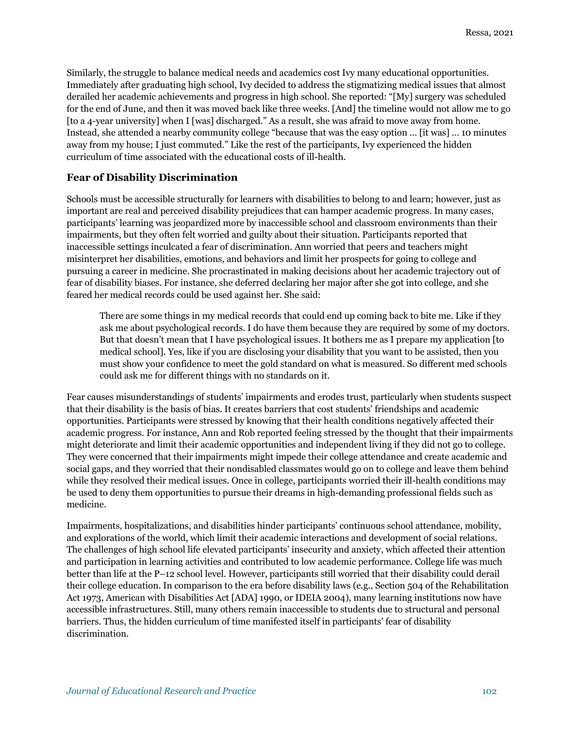Similarly, the struggle to balance medical needs and academics cost Ivy many educational opportunities. Immediately after graduating high school, Ivy decided to address the stigmatizing medical issues that almost derailed her academic achievements and progress in high school. She reported: "[My] surgery was scheduled for the end of June, and then it was moved back like three weeks. [And] the timeline would not allow me to go [to a 4-year university] when I [was] discharged." As a result, she was afraid to move away from home. Instead, she attended a nearby community college "because that was the easy option … [it was] … 10 minutes away from my house; I just commuted." Like the rest of the participants, Ivy experienced the hidden curriculum of time associated with the educational costs of ill-health.

### Fear of Disability Discrimination

Schools must be accessible structurally for learners with disabilities to belong to and learn; however, just as important are real and perceived disability prejudices that can hamper academic progress. In many cases, participants' learning was jeopardized more by inaccessible school and classroom environments than their impairments, but they often felt worried and guilty about their situation. Participants reported that inaccessible settings inculcated a fear of discrimination. Ann worried that peers and teachers might misinterpret her disabilities, emotions, and behaviors and limit her prospects for going to college and pursuing a career in medicine. She procrastinated in making decisions about her academic trajectory out of fear of disability biases. For instance, she deferred declaring her major after she got into college, and she feared her medical records could be used against her. She said:

> There are some things in my medical records that could end up coming back to bite me. Like if they ask me about psychological records. I do have them because they are required by some of my doctors. But that doesn't mean that I have psychological issues. It bothers me as I prepare my application [to medical school]. Yes, like if you are disclosing your disability that you want to be assisted, then you must show your confidence to meet the gold standard on what is measured. So different med schools could ask me for different things with no standards on it.

Fear causes misunderstandings of students' impairments and erodes trust, particularly when students suspect that their disability is the basis of bias. It creates barriers that cost students' friendships and academic opportunities. Participants were stressed by knowing that their health conditions negatively affected their academic progress. For instance, Ann and Rob reported feeling stressed by the thought that their impairments might deteriorate and limit their academic opportunities and independent living if they did not go to college. They were concerned that their impairments might impede their college attendance and create academic and social gaps, and they worried that their nondisabled classmates would go on to college and leave them behind while they resolved their medical issues. Once in college, participants worried their ill-health conditions may be used to deny them opportunities to pursue their dreams in high-demanding professional fields such as medicine.

Impairments, hospitalizations, and disabilities hinder participants' continuous school attendance, mobility, and explorations of the world, which limit their academic interactions and development of social relations. The challenges of high school life elevated participants' insecurity and anxiety, which affected their attention and participation in learning activities and contributed to low academic performance. College life was much better than life at the P–12 school level. However, participants still worried that their disability could derail their college education. In comparison to the era before disability laws (e.g., Section 504 of the Rehabilitation Act 1973, American with Disabilities Act [ADA] 1990, or IDEIA 2004), many learning institutions now have accessible infrastructures. Still, many others remain inaccessible to students due to structural and personal barriers. Thus, the hidden curriculum of time manifested itself in participants' fear of disability discrimination.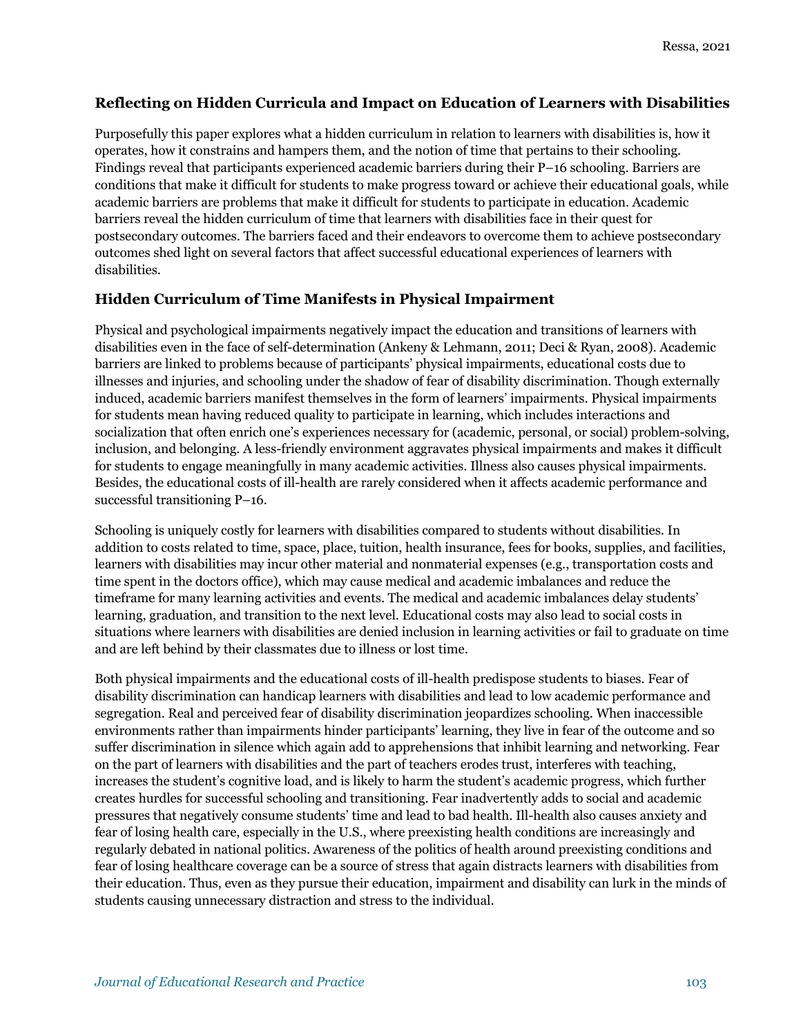### Reflecting on Hidden Curricula and Impact on Education of Learners with Disabilities

Purposefully this paper explores what a hidden curriculum in relation to learners with disabilities is, how it operates, how it constrains and hampers them, and the notion of time that pertains to their schooling. Findings reveal that participants experienced academic barriers during their P–16 schooling. Barriers are conditions that make it difficult for students to make progress toward or achieve their educational goals, while academic barriers are problems that make it difficult for students to participate in education. Academic barriers reveal the hidden curriculum of time that learners with disabilities face in their quest for postsecondary outcomes. The barriers faced and their endeavors to overcome them to achieve postsecondary outcomes shed light on several factors that affect successful educational experiences of learners with disabilities.

### Hidden Curriculum of Time Manifests in Physical Impairment

Physical and psychological impairments negatively impact the education and transitions of learners with disabilities even in the face of self-determination (Ankeny & Lehmann, 2011; Deci & Ryan, 2008). Academic barriers are linked to problems because of participants' physical impairments, educational costs due to illnesses and injuries, and schooling under the shadow of fear of disability discrimination. Though externally induced, academic barriers manifest themselves in the form of learners' impairments. Physical impairments for students mean having reduced quality to participate in learning, which includes interactions and socialization that often enrich one's experiences necessary for (academic, personal, or social) problem-solving, inclusion, and belonging. A less-friendly environment aggravates physical impairments and makes it difficult for students to engage meaningfully in many academic activities. Illness also causes physical impairments. Besides, the educational costs of ill-health are rarely considered when it affects academic performance and successful transitioning P–16.

Schooling is uniquely costly for learners with disabilities compared to students without disabilities. In addition to costs related to time, space, place, tuition, health insurance, fees for books, supplies, and facilities, learners with disabilities may incur other material and nonmaterial expenses (e.g., transportation costs and time spent in the doctors office), which may cause medical and academic imbalances and reduce the timeframe for many learning activities and events. The medical and academic imbalances delay students' learning, graduation, and transition to the next level. Educational costs may also lead to social costs in situations where learners with disabilities are denied inclusion in learning activities or fail to graduate on time and are left behind by their classmates due to illness or lost time.

Both physical impairments and the educational costs of ill-health predispose students to biases. Fear of disability discrimination can handicap learners with disabilities and lead to low academic performance and segregation. Real and perceived fear of disability discrimination jeopardizes schooling. When inaccessible environments rather than impairments hinder participants' learning, they live in fear of the outcome and so suffer discrimination in silence which again add to apprehensions that inhibit learning and networking. Fear on the part of learners with disabilities and the part of teachers erodes trust, interferes with teaching, increases the student's cognitive load, and is likely to harm the student's academic progress, which further creates hurdles for successful schooling and transitioning. Fear inadvertently adds to social and academic pressures that negatively consume students' time and lead to bad health. Ill-health also causes anxiety and fear of losing health care, especially in the U.S., where preexisting health conditions are increasingly and regularly debated in national politics. Awareness of the politics of health around preexisting conditions and fear of losing healthcare coverage can be a source of stress that again distracts learners with disabilities from their education. Thus, even as they pursue their education, impairment and disability can lurk in the minds of students causing unnecessary distraction and stress to the individual.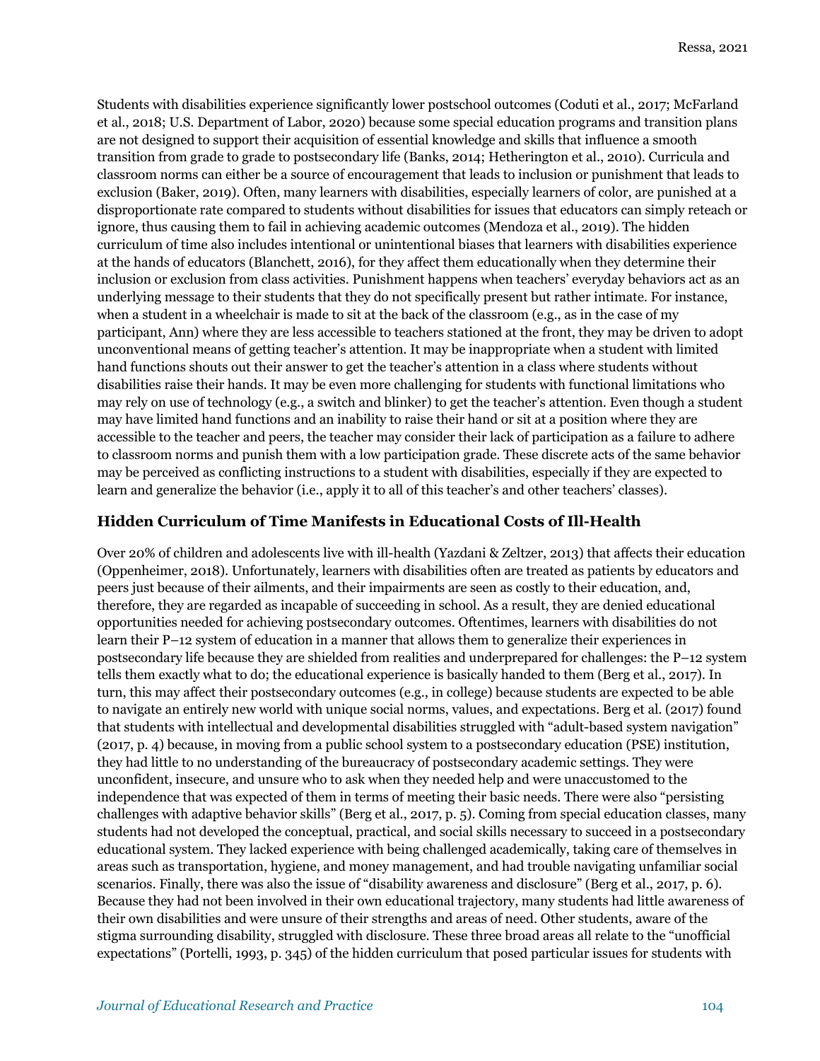Students with disabilities experience significantly lower postschool outcomes (Coduti et al., 2017; McFarland et al., 2018; U.S. Department of Labor, 2020) because some special education programs and transition plans are not designed to support their acquisition of essential knowledge and skills that influence a smooth transition from grade to grade to postsecondary life (Banks, 2014; Hetherington et al., 2010). Curricula and classroom norms can either be a source of encouragement that leads to inclusion or punishment that leads to exclusion (Baker, 2019). Often, many learners with disabilities, especially learners of color, are punished at a disproportionate rate compared to students without disabilities for issues that educators can simply reteach or ignore, thus causing them to fail in achieving academic outcomes (Mendoza et al., 2019). The hidden curriculum of time also includes intentional or unintentional biases that learners with disabilities experience at the hands of educators (Blanchett, 2016), for they affect them educationally when they determine their inclusion or exclusion from class activities. Punishment happens when teachers' everyday behaviors act as an underlying message to their students that they do not specifically present but rather intimate. For instance, when a student in a wheelchair is made to sit at the back of the classroom (e.g., as in the case of my participant, Ann) where they are less accessible to teachers stationed at the front, they may be driven to adopt unconventional means of getting teacher's attention. It may be inappropriate when a student with limited hand functions shouts out their answer to get the teacher's attention in a class where students without disabilities raise their hands. It may be even more challenging for students with functional limitations who may rely on use of technology (e.g., a switch and blinker) to get the teacher's attention. Even though a student may have limited hand functions and an inability to raise their hand or sit at a position where they are accessible to the teacher and peers, the teacher may consider their lack of participation as a failure to adhere to classroom norms and punish them with a low participation grade. These discrete acts of the same behavior may be perceived as conflicting instructions to a student with disabilities, especially if they are expected to learn and generalize the behavior (i.e., apply it to all of this teacher's and other teachers' classes).

## Hidden Curriculum of Time Manifests in Educational Costs of Ill-Health

Over 20% of children and adolescents live with ill-health (Yazdani & Zeltzer, 2013) that affects their education (Oppenheimer, 2018). Unfortunately, learners with disabilities often are treated as patients by educators and peers just because of their ailments, and their impairments are seen as costly to their education, and, therefore, they are regarded as incapable of succeeding in school. As a result, they are denied educational opportunities needed for achieving postsecondary outcomes. Oftentimes, learners with disabilities do not learn their P–12 system of education in a manner that allows them to generalize their experiences in postsecondary life because they are shielded from realities and underprepared for challenges: the P–12 system tells them exactly what to do; the educational experience is basically handed to them (Berg et al., 2017). In turn, this may affect their postsecondary outcomes (e.g., in college) because students are expected to be able to navigate an entirely new world with unique social norms, values, and expectations. Berg et al. (2017) found that students with intellectual and developmental disabilities struggled with "adult-based system navigation" (2017, p. 4) because, in moving from a public school system to a postsecondary education (PSE) institution, they had little to no understanding of the bureaucracy of postsecondary academic settings. They were unconfident, insecure, and unsure who to ask when they needed help and were unaccustomed to the independence that was expected of them in terms of meeting their basic needs. There were also "persisting challenges with adaptive behavior skills" (Berg et al., 2017, p. 5). Coming from special education classes, many students had not developed the conceptual, practical, and social skills necessary to succeed in a postsecondary educational system. They lacked experience with being challenged academically, taking care of themselves in areas such as transportation, hygiene, and money management, and had trouble navigating unfamiliar social scenarios. Finally, there was also the issue of "disability awareness and disclosure" (Berg et al., 2017, p. 6). Because they had not been involved in their own educational trajectory, many students had little awareness of their own disabilities and were unsure of their strengths and areas of need. Other students, aware of the stigma surrounding disability, struggled with disclosure. These three broad areas all relate to the "unofficial expectations" (Portelli, 1993, p. 345) of the hidden curriculum that posed particular issues for students with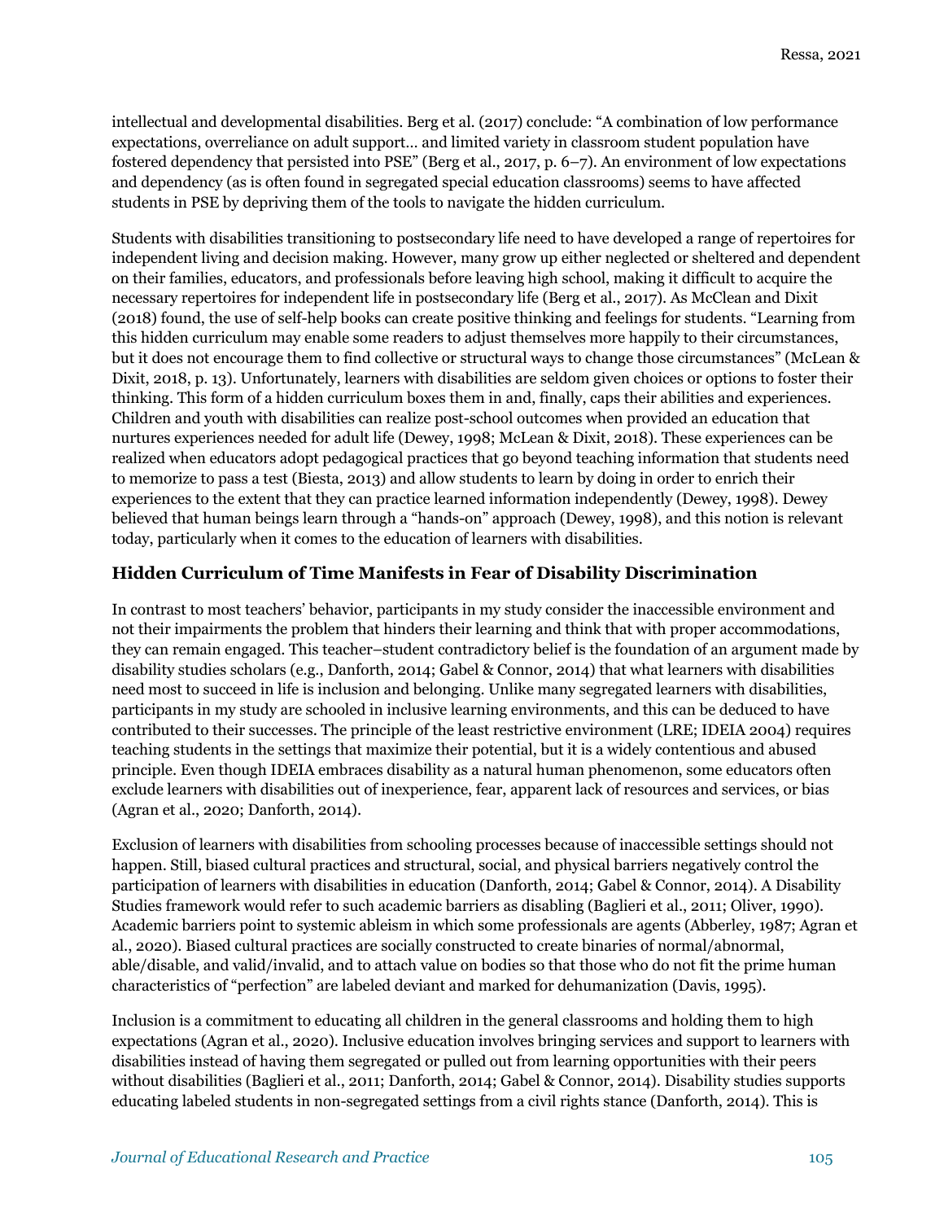intellectual and developmental disabilities. Berg et al. (2017) conclude: "A combination of low performance expectations, overreliance on adult support… and limited variety in classroom student population have fostered dependency that persisted into PSE" (Berg et al., 2017, p. 6–7). An environment of low expectations and dependency (as is often found in segregated special education classrooms) seems to have affected students in PSE by depriving them of the tools to navigate the hidden curriculum.

Students with disabilities transitioning to postsecondary life need to have developed a range of repertoires for independent living and decision making. However, many grow up either neglected or sheltered and dependent on their families, educators, and professionals before leaving high school, making it difficult to acquire the necessary repertoires for independent life in postsecondary life (Berg et al., 2017). As McClean and Dixit (2018) found, the use of self-help books can create positive thinking and feelings for students. "Learning from this hidden curriculum may enable some readers to adjust themselves more happily to their circumstances, but it does not encourage them to find collective or structural ways to change those circumstances" (McLean & Dixit, 2018, p. 13). Unfortunately, learners with disabilities are seldom given choices or options to foster their thinking. This form of a hidden curriculum boxes them in and, finally, caps their abilities and experiences. Children and youth with disabilities can realize post-school outcomes when provided an education that nurtures experiences needed for adult life (Dewey, 1998; McLean & Dixit, 2018). These experiences can be realized when educators adopt pedagogical practices that go beyond teaching information that students need to memorize to pass a test (Biesta, 2013) and allow students to learn by doing in order to enrich their experiences to the extent that they can practice learned information independently (Dewey, 1998). Dewey believed that human beings learn through a "hands-on" approach (Dewey, 1998), and this notion is relevant today, particularly when it comes to the education of learners with disabilities.

### Hidden Curriculum of Time Manifests in Fear of Disability Discrimination

In contrast to most teachers' behavior, participants in my study consider the inaccessible environment and not their impairments the problem that hinders their learning and think that with proper accommodations, they can remain engaged. This teacher–student contradictory belief is the foundation of an argument made by disability studies scholars (e.g., Danforth, 2014; Gabel & Connor, 2014) that what learners with disabilities need most to succeed in life is inclusion and belonging. Unlike many segregated learners with disabilities, participants in my study are schooled in inclusive learning environments, and this can be deduced to have contributed to their successes. The principle of the least restrictive environment (LRE; IDEIA 2004) requires teaching students in the settings that maximize their potential, but it is a widely contentious and abused principle. Even though IDEIA embraces disability as a natural human phenomenon, some educators often exclude learners with disabilities out of inexperience, fear, apparent lack of resources and services, or bias (Agran et al., 2020; Danforth, 2014).

Exclusion of learners with disabilities from schooling processes because of inaccessible settings should not happen. Still, biased cultural practices and structural, social, and physical barriers negatively control the participation of learners with disabilities in education (Danforth, 2014; Gabel & Connor, 2014). A Disability Studies framework would refer to such academic barriers as disabling (Baglieri et al., 2011; Oliver, 1990). Academic barriers point to systemic ableism in which some professionals are agents (Abberley, 1987; Agran et al., 2020). Biased cultural practices are socially constructed to create binaries of normal/abnormal, able/disable, and valid/invalid, and to attach value on bodies so that those who do not fit the prime human characteristics of "perfection" are labeled deviant and marked for dehumanization (Davis, 1995).

Inclusion is a commitment to educating all children in the general classrooms and holding them to high expectations (Agran et al., 2020). Inclusive education involves bringing services and support to learners with disabilities instead of having them segregated or pulled out from learning opportunities with their peers without disabilities (Baglieri et al., 2011; Danforth, 2014; Gabel & Connor, 2014). Disability studies supports educating labeled students in non-segregated settings from a civil rights stance (Danforth, 2014). This is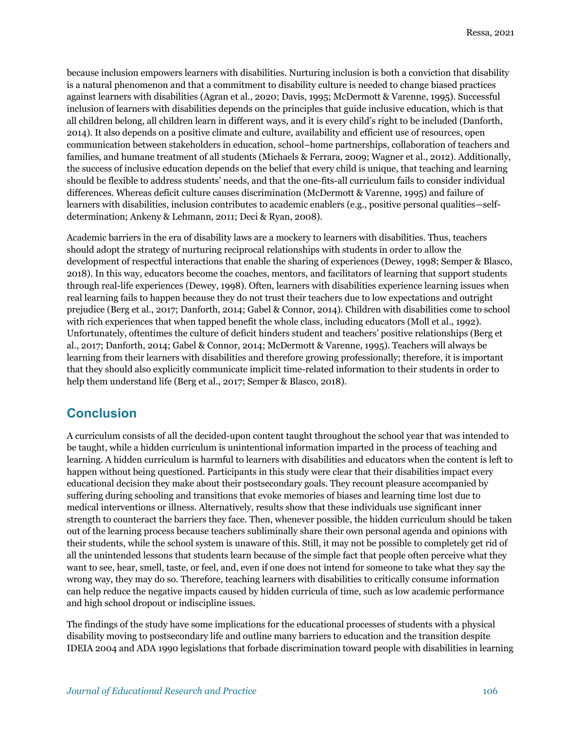because inclusion empowers learners with disabilities. Nurturing inclusion is both a conviction that disability is a natural phenomenon and that a commitment to disability culture is needed to change biased practices against learners with disabilities (Agran et al., 2020; Davis, 1995; McDermott & Varenne, 1995). Successful inclusion of learners with disabilities depends on the principles that guide inclusive education, which is that all children belong, all children learn in different ways, and it is every child's right to be included (Danforth, 2014). It also depends on a positive climate and culture, availability and efficient use of resources, open communication between stakeholders in education, school–home partnerships, collaboration of teachers and families, and humane treatment of all students (Michaels & Ferrara, 2009; Wagner et al., 2012). Additionally, the success of inclusive education depends on the belief that every child is unique, that teaching and learning should be flexible to address students' needs, and that the one-fits-all curriculum fails to consider individual differences. Whereas deficit culture causes discrimination (McDermott & Varenne, 1995) and failure of learners with disabilities, inclusion contributes to academic enablers (e.g., positive personal qualities—self-determination; Ankeny & Lehmann, 2011; Deci & Ryan, 2008).

Academic barriers in the era of disability laws are a mockery to learners with disabilities. Thus, teachers should adopt the strategy of nurturing reciprocal relationships with students in order to allow the development of respectful interactions that enable the sharing of experiences (Dewey, 1998; Semper & Blasco, 2018). In this way, educators become the coaches, mentors, and facilitators of learning that support students through real-life experiences (Dewey, 1998). Often, learners with disabilities experience learning issues when real learning fails to happen because they do not trust their teachers due to low expectations and outright prejudice (Berg et al., 2017; Danforth, 2014; Gabel & Connor, 2014). Children with disabilities come to school with rich experiences that when tapped benefit the whole class, including educators (Moll et al., 1992). Unfortunately, oftentimes the culture of deficit hinders student and teachers' positive relationships (Berg et al., 2017; Danforth, 2014; Gabel & Connor, 2014; McDermott & Varenne, 1995). Teachers will always be learning from their learners with disabilities and therefore growing professionally; therefore, it is important that they should also explicitly communicate implicit time-related information to their students in order to help them understand life (Berg et al., 2017; Semper & Blasco, 2018).

## Conclusion

A curriculum consists of all the decided-upon content taught throughout the school year that was intended to be taught, while a hidden curriculum is unintentional information imparted in the process of teaching and learning. A hidden curriculum is harmful to learners with disabilities and educators when the content is left to happen without being questioned. Participants in this study were clear that their disabilities impact every educational decision they make about their postsecondary goals. They recount pleasure accompanied by suffering during schooling and transitions that evoke memories of biases and learning time lost due to medical interventions or illness. Alternatively, results show that these individuals use significant inner strength to counteract the barriers they face. Then, whenever possible, the hidden curriculum should be taken out of the learning process because teachers subliminally share their own personal agenda and opinions with their students, while the school system is unaware of this. Still, it may not be possible to completely get rid of all the unintended lessons that students learn because of the simple fact that people often perceive what they want to see, hear, smell, taste, or feel, and, even if one does not intend for someone to take what they say the wrong way, they may do so. Therefore, teaching learners with disabilities to critically consume information can help reduce the negative impacts caused by hidden curricula of time, such as low academic performance and high school dropout or indiscipline issues.

The findings of the study have some implications for the educational processes of students with a physical disability moving to postsecondary life and outline many barriers to education and the transition despite IDEIA 2004 and ADA 1990 legislations that forbade discrimination toward people with disabilities in learning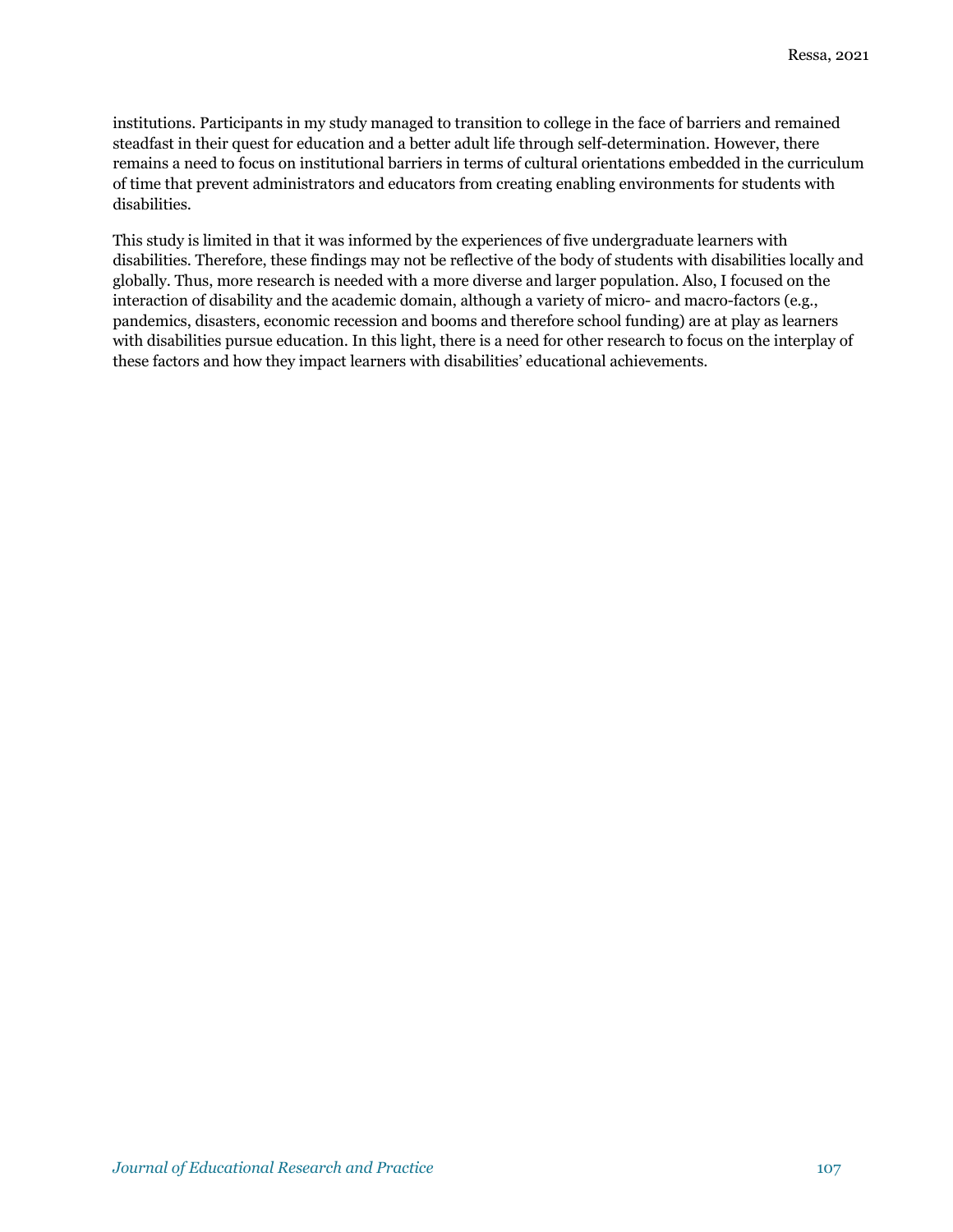institutions. Participants in my study managed to transition to college in the face of barriers and remained steadfast in their quest for education and a better adult life through self-determination. However, there remains a need to focus on institutional barriers in terms of cultural orientations embedded in the curriculum of time that prevent administrators and educators from creating enabling environments for students with disabilities.

This study is limited in that it was informed by the experiences of five undergraduate learners with disabilities. Therefore, these findings may not be reflective of the body of students with disabilities locally and globally. Thus, more research is needed with a more diverse and larger population. Also, I focused on the interaction of disability and the academic domain, although a variety of micro- and macro-factors (e.g., pandemics, disasters, economic recession and booms and therefore school funding) are at play as learners with disabilities pursue education. In this light, there is a need for other research to focus on the interplay of these factors and how they impact learners with disabilities' educational achievements.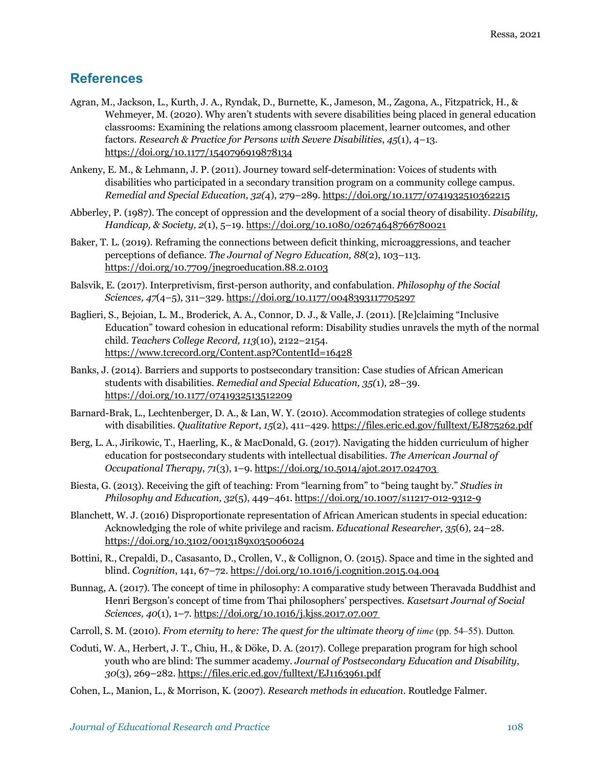## References

Agran, M., Jackson, L., Kurth, J. A., Ryndak, D., Burnette, K., Jameson, M., Zagona, A., Fitzpatrick, H., & Wehmeyer, M. (2020). Why aren't students with severe disabilities being placed in general education classrooms: Examining the relations among classroom placement, learner outcomes, and other factors. *Research & Practice for Persons with Severe Disabilities*, *45*(1), 4–13. https://doi.org/10.1177/1540796919878134

Ankeny, E. M., & Lehmann, J. P. (2011). Journey toward self-determination: Voices of students with disabilities who participated in a secondary transition program on a community college campus. *Remedial and Special Education, 32(*4), 279–289. https://doi.org/10.1177/0741932510362215

Abberley, P. (1987). The concept of oppression and the development of a social theory of disability. *Disability, Handicap, & Society, 2*(1), 5–19. https://doi.org/10.1080/02674648766780021

Baker, T. L. (2019). Reframing the connections between deficit thinking, microaggressions, and teacher perceptions of defiance. *The Journal of Negro Education, 88*(2), 103–113. https://doi.org/10.7709/jnegroeducation.88.2.0103

Balsvik, E. (2017). Interpretivism, first-person authority, and confabulation. *Philosophy of the Social Sciences, 47*(4–5), 311–329. https://doi.org/10.1177/0048393117705297

Baglieri, S., Bejoian, L. M., Broderick, A. A., Connor, D. J., & Valle, J. (2011). [Re]claiming "Inclusive Education" toward cohesion in educational reform: Disability studies unravels the myth of the normal child. *Teachers College Record, 113*(10), 2122–2154. https://www.tcrecord.org/Content.asp?ContentId=16428

Banks, J. (2014). Barriers and supports to postsecondary transition: Case studies of African American students with disabilities. *Remedial and Special Education, 35(*1), 28–39. https://doi.org/10.1177/0741932513512209

Barnard-Brak, L., Lechtenberger, D. A., & Lan, W. Y. (2010). Accommodation strategies of college students with disabilities. *Qualitative Report*, *15*(2), 411–429. https://files.eric.ed.gov/fulltext/EJ875262.pdf

Berg, L. A., Jirikowic, T., Haerling, K., & MacDonald, G. (2017). Navigating the hidden curriculum of higher education for postsecondary students with intellectual disabilities. *The American Journal of Occupational Therapy*, *71*(3), 1–9. https://doi.org/10.5014/ajot.2017.024703

Biesta, G. (2013). Receiving the gift of teaching: From "learning from" to "being taught by." *Studies in Philosophy and Education, 32*(5), 449–461. https://doi.org/10.1007/s11217-012-9312-9

Blanchett, W. J. (2016) Disproportionate representation of African American students in special education: Acknowledging the role of white privilege and racism. *Educational Researcher, 35*(6), 24–28. https://doi.org/10.3102/0013189x035006024

Bottini, R., Crepaldi, D., Casasanto, D., Crollen, V., & Collignon, O. (2015). Space and time in the sighted and blind. *Cognition*, 141, 67–72. https://doi.org/10.1016/j.cognition.2015.04.004

Bunnag, A. (2017). The concept of time in philosophy: A comparative study between Theravada Buddhist and Henri Bergson's concept of time from Thai philosophers' perspectives. *Kasetsart Journal of Social Sciences, 40*(1), 1–7. https://doi.org/10.1016/j.kjss.2017.07.007

Carroll, S. M. (2010). *From eternity to here: The quest for the ultimate theory of time* (pp. 54–55). Dutton.

Coduti, W. A., Herbert, J. T., Chiu, H., & Döke, D. A. (2017). College preparation program for high school youth who are blind: The summer academy. *Journal of Postsecondary Education and Disability*, *30*(3), 269–282. https://files.eric.ed.gov/fulltext/EJ1163961.pdf

Cohen, L., Manion, L., & Morrison, K. (2007). *Research methods in education*. Routledge Falmer.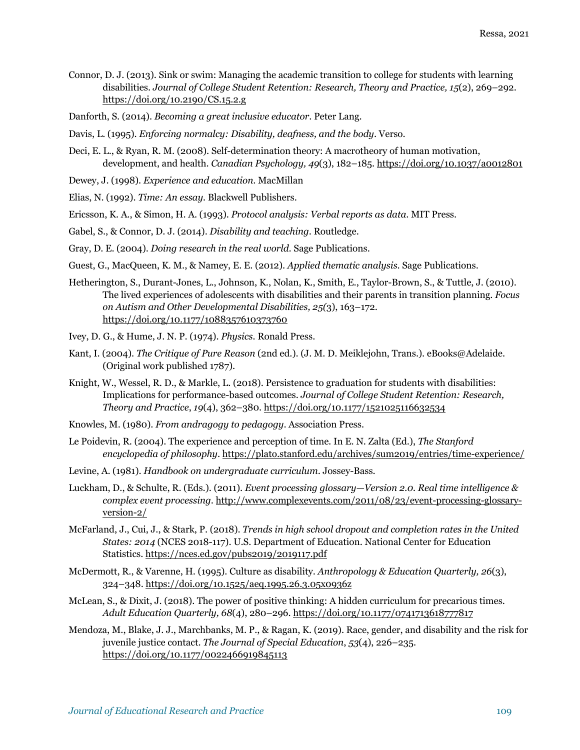Connor, D. J. (2013). Sink or swim: Managing the academic transition to college for students with learning disabilities. *Journal of College Student Retention: Research, Theory and Practice, 15*(2), 269–292. https://doi.org/10.2190/CS.15.2.g

Danforth, S. (2014). *Becoming a great inclusive educator*. Peter Lang.

Davis, L. (1995). *Enforcing normalcy: Disability, deafness, and the body*. Verso.

Deci, E. L., & Ryan, R. M. (2008). Self-determination theory: A macrotheory of human motivation, development, and health. *Canadian Psychology, 49*(3), 182–185. https://doi.org/10.1037/a0012801

Dewey, J. (1998). *Experience and education*. MacMillan

Elias, N. (1992). *Time: An essay*. Blackwell Publishers.

Ericsson, K. A., & Simon, H. A. (1993). *Protocol analysis: Verbal reports as data*. MIT Press.

Gabel, S., & Connor, D. J. (2014). *Disability and teaching*. Routledge.

Gray, D. E. (2004). *Doing research in the real world*. Sage Publications.

Guest, G., MacQueen, K. M., & Namey, E. E. (2012). *Applied thematic analysis*. Sage Publications.

Hetherington, S., Durant-Jones, L., Johnson, K., Nolan, K., Smith, E., Taylor-Brown, S., & Tuttle, J. (2010). The lived experiences of adolescents with disabilities and their parents in transition planning. *Focus on Autism and Other Developmental Disabilities, 25*(3), 163–172. https://doi.org/10.1177/1088357610373760

Ivey, D. G., & Hume, J. N. P. (1974). *Physics*. Ronald Press.

Kant, I. (2004). *The Critique of Pure Reason* (2nd ed.). (J. M. D. Meiklejohn, Trans.). eBooks@Adelaide. (Original work published 1787).

Knight, W., Wessel, R. D., & Markle, L. (2018). Persistence to graduation for students with disabilities: Implications for performance-based outcomes. *Journal of College Student Retention: Research, Theory and Practice*, *19*(4), 362–380. https://doi.org/10.1177/1521025116632534

Knowles, M. (1980). *From andragogy to pedagogy*. Association Press.

Le Poidevin, R. (2004). The experience and perception of time. In E. N. Zalta (Ed.), *The Stanford encyclopedia of philosophy*. https://plato.stanford.edu/archives/sum2019/entries/time-experience/

Levine, A. (1981). *Handbook on undergraduate curriculum*. Jossey-Bass.

Luckham, D., & Schulte, R. (Eds.). (2011). *Event processing glossary—Version 2.0. Real time intelligence & complex event processing*. http://www.complexevents.com/2011/08/23/event-processing-glossary-version-2/

McFarland, J., Cui, J., & Stark, P. (2018). *Trends in high school dropout and completion rates in the United States: 2014* (NCES 2018-117). U.S. Department of Education. National Center for Education Statistics. https://nces.ed.gov/pubs2019/2019117.pdf

McDermott, R., & Varenne, H. (1995). Culture as disability. *Anthropology & Education Quarterly, 26*(3), 324–348. https://doi.org/10.1525/aeq.1995.26.3.05x0936z

McLean, S., & Dixit, J. (2018). The power of positive thinking: A hidden curriculum for precarious times. *Adult Education Quarterly, 68*(4), 280–296. https://doi.org/10.1177/0741713618777817

Mendoza, M., Blake, J. J., Marchbanks, M. P., & Ragan, K. (2019). Race, gender, and disability and the risk for juvenile justice contact. *The Journal of Special Education*, *53*(4), 226–235. https://doi.org/10.1177/0022466919845113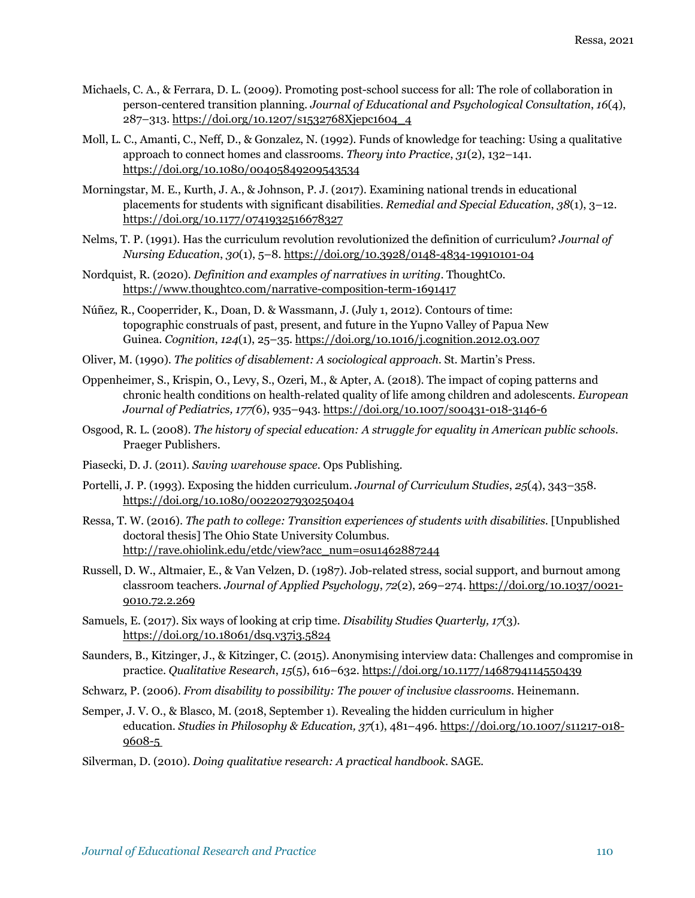Michaels, C. A., & Ferrara, D. L. (2009). Promoting post-school success for all: The role of collaboration in person-centered transition planning. *Journal of Educational and Psychological Consultation*, *16*(4), 287–313. https://doi.org/10.1207/s1532768Xjepc1604_4

Moll, L. C., Amanti, C., Neff, D., & Gonzalez, N. (1992). Funds of knowledge for teaching: Using a qualitative approach to connect homes and classrooms. *Theory into Practice*, *31*(2), 132–141. https://doi.org/10.1080/00405849209543534

Morningstar, M. E., Kurth, J. A., & Johnson, P. J. (2017). Examining national trends in educational placements for students with significant disabilities. *Remedial and Special Education*, *38*(1), 3–12. https://doi.org/10.1177/0741932516678327

Nelms, T. P. (1991). Has the curriculum revolution revolutionized the definition of curriculum? *Journal of Nursing Education*, *30*(1), 5–8. https://doi.org/10.3928/0148-4834-19910101-04

Nordquist, R. (2020). *Definition and examples of narratives in writing*. ThoughtCo. https://www.thoughtco.com/narrative-composition-term-1691417

Núñez, R., Cooperrider, K., Doan, D. & Wassmann, J. (July 1, 2012). Contours of time: topographic construals of past, present, and future in the Yupno Valley of Papua New Guinea. *Cognition*, *124*(1), 25–35. https://doi.org/10.1016/j.cognition.2012.03.007

Oliver, M. (1990). *The politics of disablement: A sociological approach*. St. Martin's Press.

Oppenheimer, S., Krispin, O., Levy, S., Ozeri, M., & Apter, A. (2018). The impact of coping patterns and chronic health conditions on health-related quality of life among children and adolescents. *European Journal of Pediatrics, 177*(6), 935–943. https://doi.org/10.1007/s00431-018-3146-6

Osgood, R. L. (2008). *The history of special education: A struggle for equality in American public schools*. Praeger Publishers.

Piasecki, D. J. (2011). *Saving warehouse space*. Ops Publishing.

Portelli, J. P. (1993). Exposing the hidden curriculum. *Journal of Curriculum Studies*, *25*(4), 343–358. https://doi.org/10.1080/0022027930250404

Ressa, T. W. (2016). *The path to college: Transition experiences of students with disabilities*. [Unpublished doctoral thesis] The Ohio State University Columbus. http://rave.ohiolink.edu/etdc/view?acc_num=osu1462887244

Russell, D. W., Altmaier, E., & Van Velzen, D. (1987). Job-related stress, social support, and burnout among classroom teachers. *Journal of Applied Psychology*, *72*(2), 269–274. https://doi.org/10.1037/0021-9010.72.2.269

Samuels, E. (2017). Six ways of looking at crip time. *Disability Studies Quarterly, 17*(3). https://doi.org/10.18061/dsq.v37i3.5824

Saunders, B., Kitzinger, J., & Kitzinger, C. (2015). Anonymising interview data: Challenges and compromise in practice. *Qualitative Research*, *15*(5), 616–632. https://doi.org/10.1177/1468794114550439

Schwarz, P. (2006). *From disability to possibility: The power of inclusive classrooms*. Heinemann.

Semper, J. V. O., & Blasco, M. (2018, September 1). Revealing the hidden curriculum in higher education. *Studies in Philosophy & Education, 37*(1), 481–496. https://doi.org/10.1007/s11217-018-9608-5

Silverman, D. (2010). *Doing qualitative research: A practical handbook*. SAGE.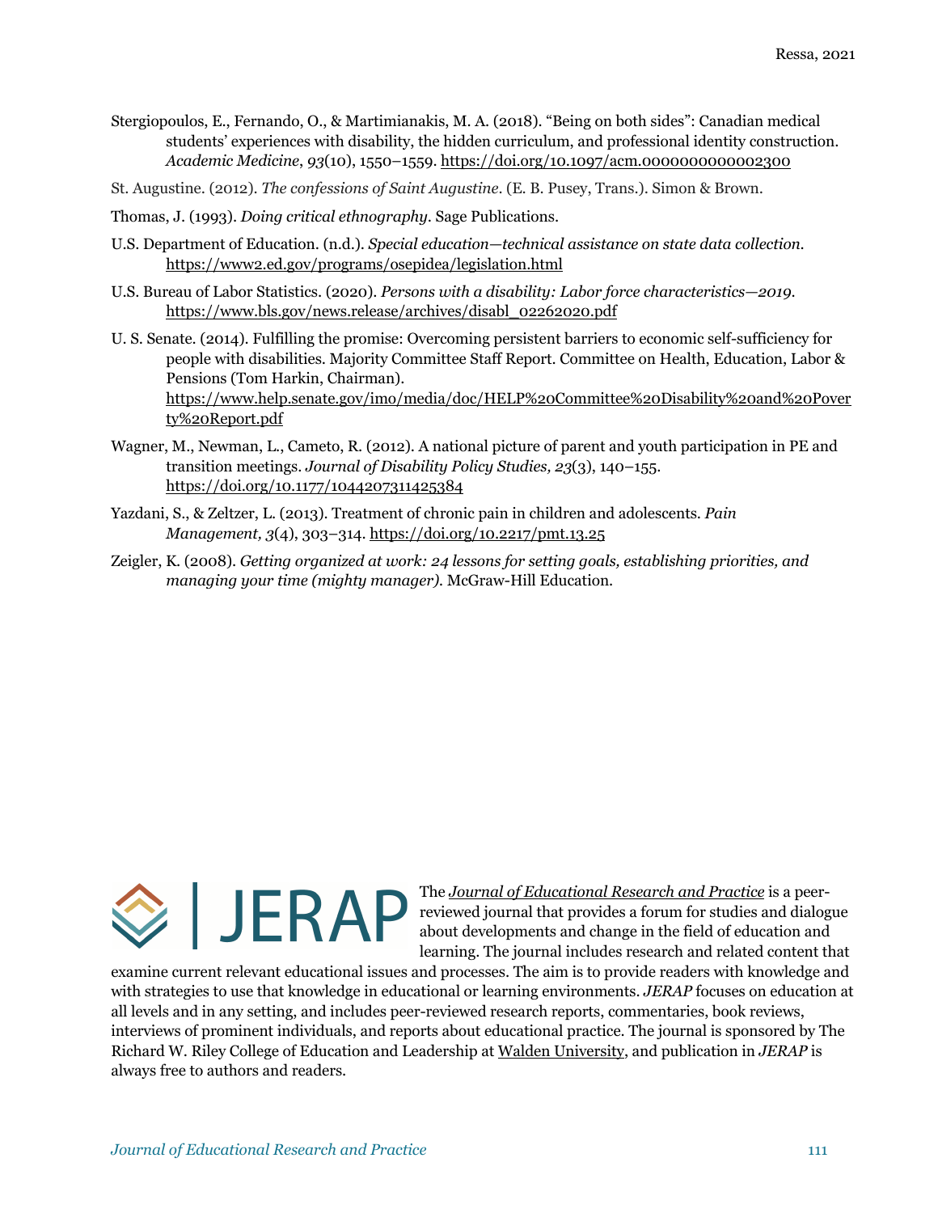Stergiopoulos, E., Fernando, O., & Martimianakis, M. A. (2018). "Being on both sides": Canadian medical students' experiences with disability, the hidden curriculum, and professional identity construction. *Academic Medicine*, *93*(10), 1550–1559. https://doi.org/10.1097/acm.0000000000002300

St. Augustine. (2012). *The confessions of Saint Augustine*. (E. B. Pusey, Trans.). Simon & Brown.

Thomas, J. (1993). *Doing critical ethnography*. Sage Publications.

U.S. Department of Education. (n.d.). *Special education—technical assistance on state data collection*. https://www2.ed.gov/programs/osepidea/legislation.html

U.S. Bureau of Labor Statistics. (2020). *Persons with a disability: Labor force characteristics—2019*. https://www.bls.gov/news.release/archives/disabl_02262020.pdf

U. S. Senate. (2014). Fulfilling the promise: Overcoming persistent barriers to economic self-sufficiency for people with disabilities. Majority Committee Staff Report. Committee on Health, Education, Labor & Pensions (Tom Harkin, Chairman). https://www.help.senate.gov/imo/media/doc/HELP%20Committee%20Disability%20and%20Poverty%20Report.pdf

Wagner, M., Newman, L., Cameto, R. (2012). A national picture of parent and youth participation in PE and transition meetings. *Journal of Disability Policy Studies, 23*(3), 140–155. https://doi.org/10.1177/1044207311425384

Yazdani, S., & Zeltzer, L. (2013). Treatment of chronic pain in children and adolescents. *Pain Management, 3*(4), 303–314. https://doi.org/10.2217/pmt.13.25

Zeigler, K. (2008). *Getting organized at work: 24 lessons for setting goals, establishing priorities, and managing your time (mighty manager)*. McGraw-Hill Education.

| JERAP

The *Journal of Educational Research and Practice* is a peer-reviewed journal that provides a forum for studies and dialogue about developments and change in the field of education and learning. The journal includes research and related content that examine current relevant educational issues and processes. The aim is to provide readers with knowledge and with strategies to use that knowledge in educational or learning environments. *JERAP* focuses on education at all levels and in any setting, and includes peer-reviewed research reports, commentaries, book reviews, interviews of prominent individuals, and reports about educational practice. The journal is sponsored by The Richard W. Riley College of Education and Leadership at Walden University, and publication in *JERAP* is always free to authors and readers.